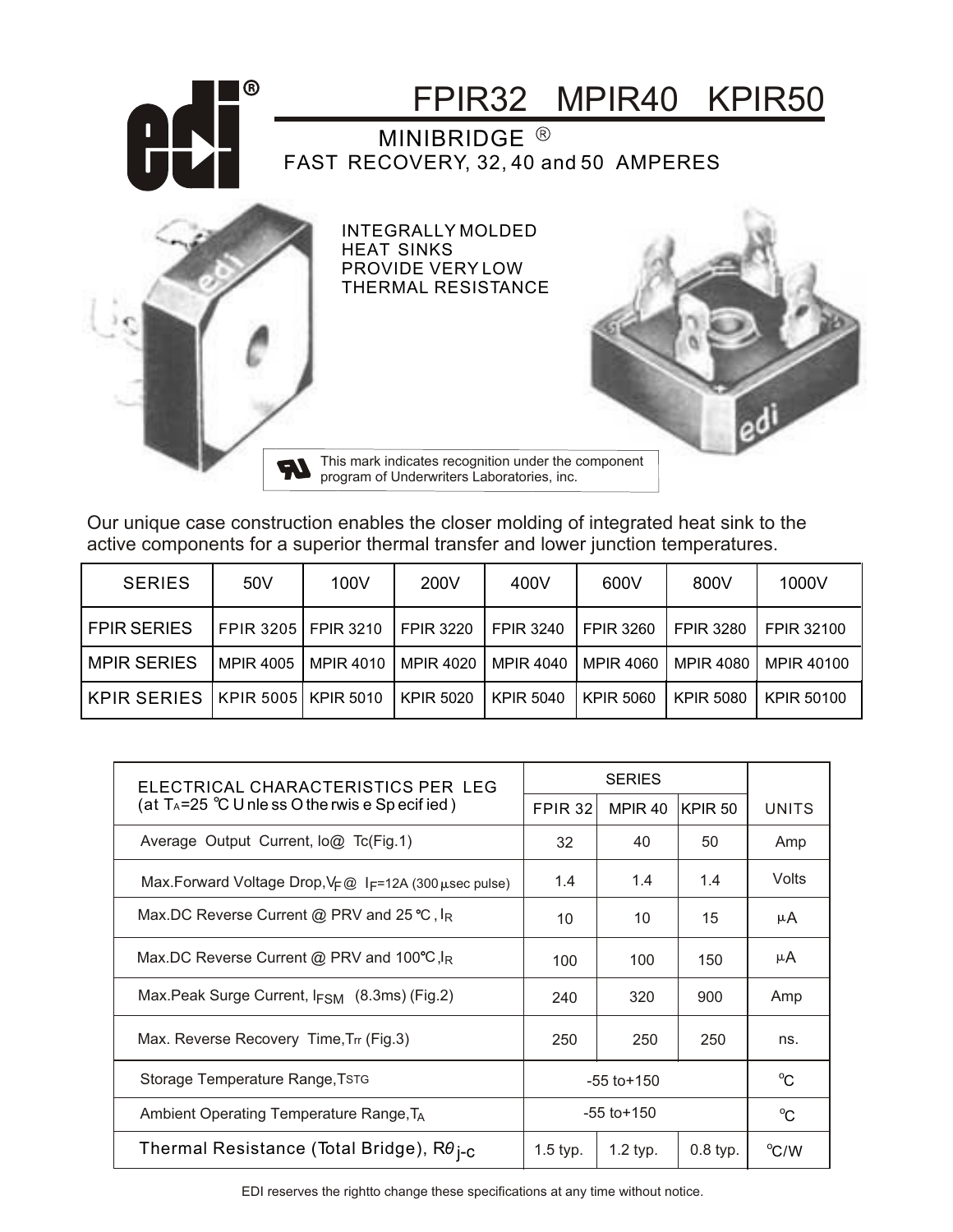# FPIR32 MPIR40 KPIR50

## MINIBRIDGE ®

### FAST RECOVERY, 32, 40 and 50 AMPERES

INTEGRALLY MOLDED HEAT SINKS PROVIDE VERY LOW THERMAL RESISTANCE

This mark indicates recognition under the component program of Underwriters Laboratories, inc.

Our unique case construction enables the closer molding of integrated heat sink to the active components for a superior thermal transfer and lower junction temperatures.

| SERIES | 50V | 100V | 200V | 400V | 600V | 800V | 1000V |
|---|---|---|---|---|---|---|---|
| FPIR SERIES | FPIR 3205 | FPIR 3210 | FPIR 3220 | FPIR 3240 | FPIR 3260 | FPIR 3280 | FPIR 32100 |
| MPIR SERIES | MPIR 4005 | MPIR 4010 | MPIR 4020 | MPIR 4040 | MPIR 4060 | MPIR 4080 | MPIR 40100 |
| KPIR SERIES | KPIR 5005 | KPIR 5010 | KPIR 5020 | KPIR 5040 | KPIR 5060 | KPIR 5080 | KPIR 50100 |

| ELECTRICAL CHARACTERISTICS PER LEG (at $T_A$=25 ℃ Unless Otherwise Specified) | SERIES | | | UNITS |
|---|---|---|---|---|
| | FPIR 32 | MPIR 40 | KPIR 50 | |
| Average Output Current, Io@ Tc(Fig.1) | 32 | 40 | 50 | Amp |
| Max.Forward Voltage Drop, $V_F$ @ $I_F$=12A (300 µsec pulse) | 1.4 | 1.4 | 1.4 | Volts |
| Max.DC Reverse Current @ PRV and 25 ℃, $I_R$ | 10 | 10 | 15 | µA |
| Max.DC Reverse Current @ PRV and 100℃, $I_R$ | 100 | 100 | 150 | µA |
| Max.Peak Surge Current, $I_{FSM}$ (8.3ms) (Fig.2) | 240 | 320 | 900 | Amp |
| Max. Reverse Recovery Time, $T_{rr}$ (Fig.3) | 250 | 250 | 250 | ns. |
| Storage Temperature Range, $T_{STG}$ | -55 to+150 | | | ℃ |
| Ambient Operating Temperature Range, $T_A$ | -55 to+150 | | | ℃ |
| Thermal Resistance (Total Bridge), $R\theta_{j\text{-}c}$ | 1.5 typ. | 1.2 typ. | 0.8 typ. | ℃/W |

EDI reserves the rightto change these specifications at any time without notice.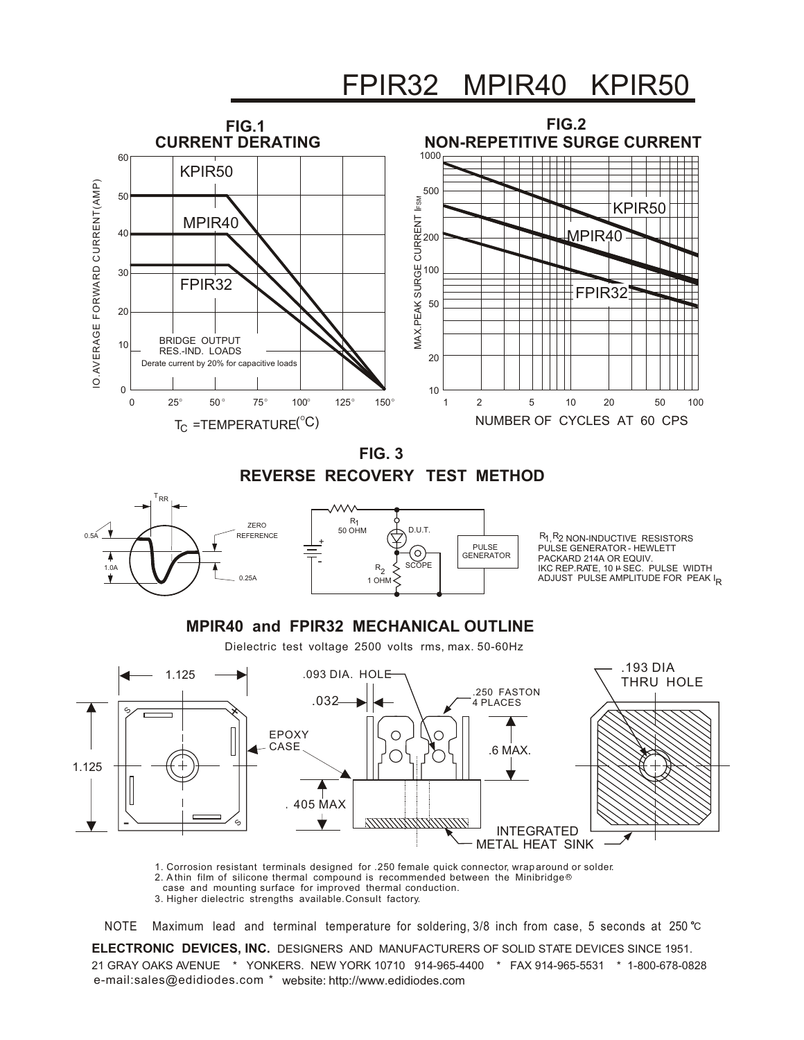# FPIR32 MPIR40 KPIR50

**FIG.1**
**CURRENT DERATING**

IO.AVERAGE FORWARD CURRENT(AMP)

60
50
40
30
20
10
0

KPIR50
MPIR40
FPIR32

BRIDGE OUTPUT
RES.-IND. LOADS
Derate current by 20% for capacitive loads

0 25° 50° 75° 100° 125° 150°

$T_C$ =TEMPERATURE(°C)

**FIG.2**
**NON-REPETITIVE SURGE CURRENT**

MAX.PEAK SURGE CURRENT $I_{FSM}$

1000
500
200
100
50
20
10

KPIR50
MPIR40
FPIR32

1 2 5 10 20 50 100

NUMBER OF CYCLES AT 60 CPS

**FIG. 3**
**REVERSE RECOVERY TEST METHOD**

$T_{RR}$
0.5A
1.0A
ZERO REFERENCE
0.25A

$R_1$ 50 OHM
D.U.T.
$R_2$ 1 OHM
SCOPE
PULSE GENERATOR

$R_1$,$R_2$ NON-INDUCTIVE RESISTORS
PULSE GENERATOR - HEWLETT PACKARD 214A OR EQUIV.
IKC REP.RATE, 10 μ SEC. PULSE WIDTH
ADJUST PULSE AMPLITUDE FOR PEAK $I_R$

## MPIR40 and FPIR32 MECHANICAL OUTLINE

Dielectric test voltage 2500 volts rms, max. 50-60Hz

1.125
1.125
.093 DIA. HOLE
.032
.250 FASTON 4 PLACES
EPOXY CASE
.6 MAX.
. 405 MAX
.193 DIA THRU HOLE
INTEGRATED METAL HEAT SINK

1. Corrosion resistant terminals designed for .250 female quick connector, wraparound or solder.
2. A thin film of silicone thermal compound is recommended between the Minibridge® case and mounting surface for improved thermal conduction.
3. Higher dielectric strengths available. Consult factory.

NOTE Maximum lead and terminal temperature for soldering, 3/8 inch from case, 5 seconds at 250 °C

**ELECTRONIC DEVICES, INC.** DESIGNERS AND MANUFACTURERS OF SOLID STATE DEVICES SINCE 1951.
21 GRAY OAKS AVENUE * YONKERS. NEW YORK 10710 914-965-4400 * FAX 914-965-5531 * 1-800-678-0828
e-mail:sales@edidiodes.com * website: http://www.edidiodes.com